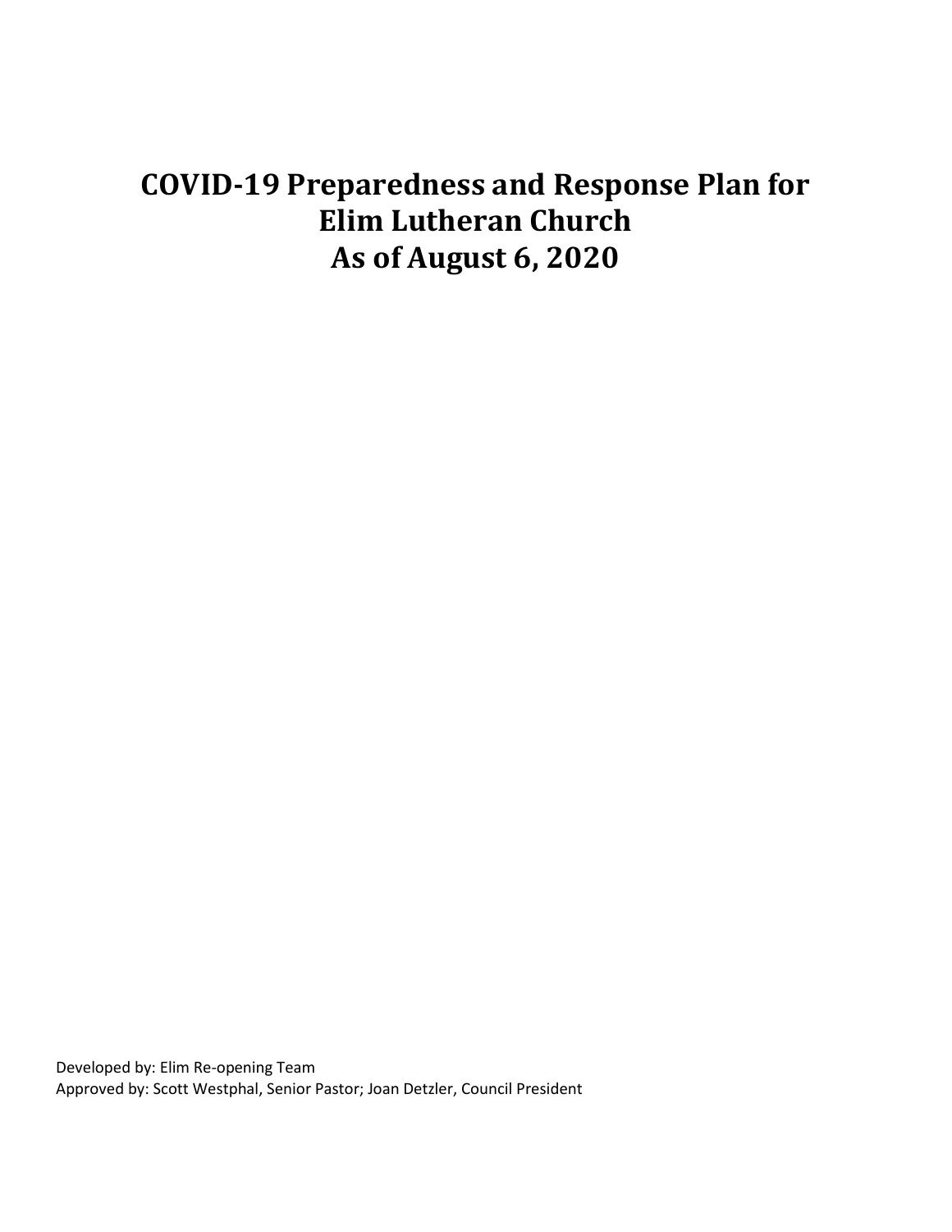# COVID-19 Preparedness and Response Plan for Elim Lutheran Church As of August 6, 2020

Developed by: Elim Re-opening Team
Approved by: Scott Westphal, Senior Pastor; Joan Detzler, Council President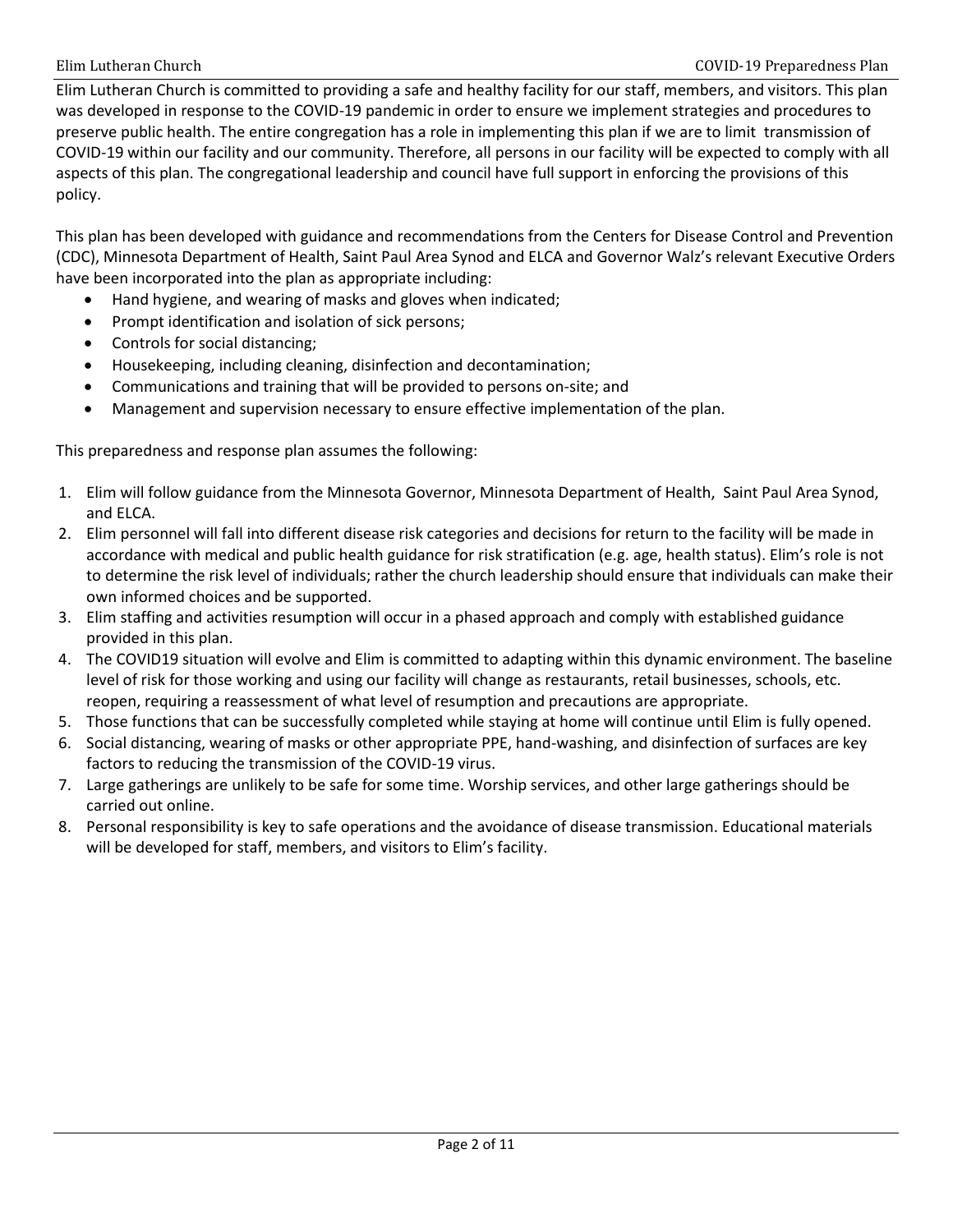Elim Lutheran Church is committed to providing a safe and healthy facility for our staff, members, and visitors. This plan was developed in response to the COVID-19 pandemic in order to ensure we implement strategies and procedures to preserve public health. The entire congregation has a role in implementing this plan if we are to limit transmission of COVID-19 within our facility and our community. Therefore, all persons in our facility will be expected to comply with all aspects of this plan. The congregational leadership and council have full support in enforcing the provisions of this policy.

This plan has been developed with guidance and recommendations from the Centers for Disease Control and Prevention (CDC), Minnesota Department of Health, Saint Paul Area Synod and ELCA and Governor Walz's relevant Executive Orders have been incorporated into the plan as appropriate including:

- Hand hygiene, and wearing of masks and gloves when indicated;
- Prompt identification and isolation of sick persons;
- Controls for social distancing;
- Housekeeping, including cleaning, disinfection and decontamination;
- Communications and training that will be provided to persons on-site; and
- Management and supervision necessary to ensure effective implementation of the plan.

This preparedness and response plan assumes the following:

1. Elim will follow guidance from the Minnesota Governor, Minnesota Department of Health, Saint Paul Area Synod, and ELCA.
2. Elim personnel will fall into different disease risk categories and decisions for return to the facility will be made in accordance with medical and public health guidance for risk stratification (e.g. age, health status). Elim's role is not to determine the risk level of individuals; rather the church leadership should ensure that individuals can make their own informed choices and be supported.
3. Elim staffing and activities resumption will occur in a phased approach and comply with established guidance provided in this plan.
4. The COVID19 situation will evolve and Elim is committed to adapting within this dynamic environment. The baseline level of risk for those working and using our facility will change as restaurants, retail businesses, schools, etc. reopen, requiring a reassessment of what level of resumption and precautions are appropriate.
5. Those functions that can be successfully completed while staying at home will continue until Elim is fully opened.
6. Social distancing, wearing of masks or other appropriate PPE, hand-washing, and disinfection of surfaces are key factors to reducing the transmission of the COVID-19 virus.
7. Large gatherings are unlikely to be safe for some time. Worship services, and other large gatherings should be carried out online.
8. Personal responsibility is key to safe operations and the avoidance of disease transmission. Educational materials will be developed for staff, members, and visitors to Elim's facility.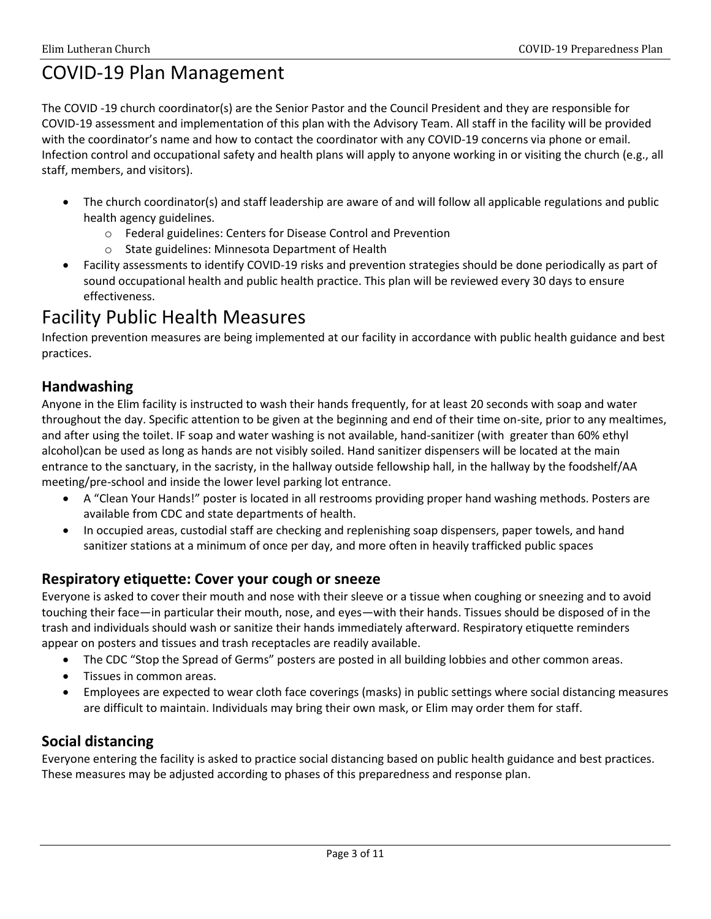# COVID-19 Plan Management

The COVID -19 church coordinator(s) are the Senior Pastor and the Council President and they are responsible for COVID-19 assessment and implementation of this plan with the Advisory Team. All staff in the facility will be provided with the coordinator's name and how to contact the coordinator with any COVID-19 concerns via phone or email. Infection control and occupational safety and health plans will apply to anyone working in or visiting the church (e.g., all staff, members, and visitors).

- The church coordinator(s) and staff leadership are aware of and will follow all applicable regulations and public health agency guidelines.
  - Federal guidelines: Centers for Disease Control and Prevention
  - State guidelines: Minnesota Department of Health
- Facility assessments to identify COVID-19 risks and prevention strategies should be done periodically as part of sound occupational health and public health practice. This plan will be reviewed every 30 days to ensure effectiveness.

# Facility Public Health Measures

Infection prevention measures are being implemented at our facility in accordance with public health guidance and best practices.

## Handwashing

Anyone in the Elim facility is instructed to wash their hands frequently, for at least 20 seconds with soap and water throughout the day. Specific attention to be given at the beginning and end of their time on-site, prior to any mealtimes, and after using the toilet. IF soap and water washing is not available, hand-sanitizer (with greater than 60% ethyl alcohol)can be used as long as hands are not visibly soiled. Hand sanitizer dispensers will be located at the main entrance to the sanctuary, in the sacristy, in the hallway outside fellowship hall, in the hallway by the foodshelf/AA meeting/pre-school and inside the lower level parking lot entrance.

- A "Clean Your Hands!" poster is located in all restrooms providing proper hand washing methods. Posters are available from CDC and state departments of health.
- In occupied areas, custodial staff are checking and replenishing soap dispensers, paper towels, and hand sanitizer stations at a minimum of once per day, and more often in heavily trafficked public spaces

## Respiratory etiquette: Cover your cough or sneeze

Everyone is asked to cover their mouth and nose with their sleeve or a tissue when coughing or sneezing and to avoid touching their face—in particular their mouth, nose, and eyes—with their hands. Tissues should be disposed of in the trash and individuals should wash or sanitize their hands immediately afterward. Respiratory etiquette reminders appear on posters and tissues and trash receptacles are readily available.

- The CDC "Stop the Spread of Germs" posters are posted in all building lobbies and other common areas.
- Tissues in common areas.
- Employees are expected to wear cloth face coverings (masks) in public settings where social distancing measures are difficult to maintain. Individuals may bring their own mask, or Elim may order them for staff.

## Social distancing

Everyone entering the facility is asked to practice social distancing based on public health guidance and best practices. These measures may be adjusted according to phases of this preparedness and response plan.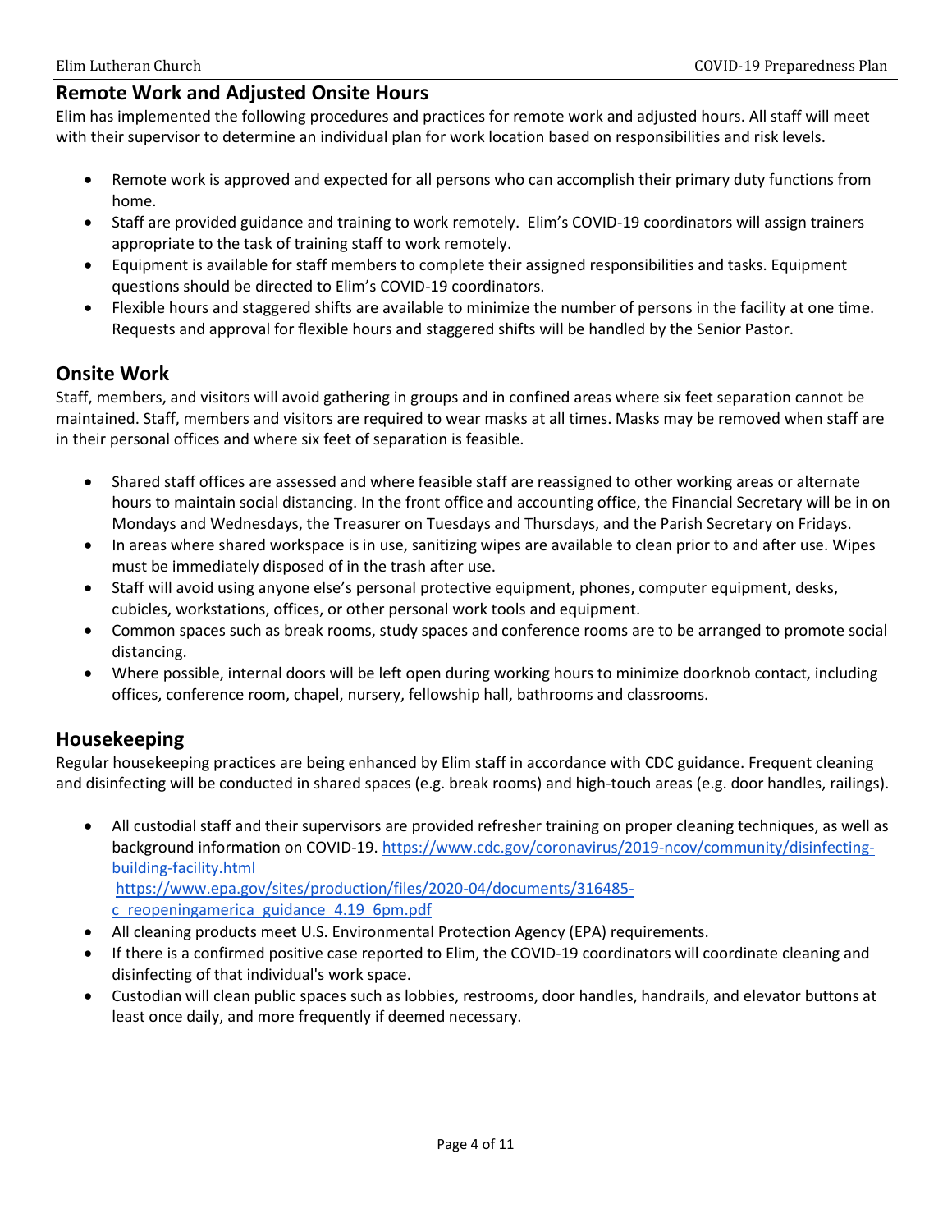## Remote Work and Adjusted Onsite Hours

Elim has implemented the following procedures and practices for remote work and adjusted hours. All staff will meet with their supervisor to determine an individual plan for work location based on responsibilities and risk levels.

- Remote work is approved and expected for all persons who can accomplish their primary duty functions from home.
- Staff are provided guidance and training to work remotely. Elim's COVID-19 coordinators will assign trainers appropriate to the task of training staff to work remotely.
- Equipment is available for staff members to complete their assigned responsibilities and tasks. Equipment questions should be directed to Elim's COVID-19 coordinators.
- Flexible hours and staggered shifts are available to minimize the number of persons in the facility at one time. Requests and approval for flexible hours and staggered shifts will be handled by the Senior Pastor.

## Onsite Work

Staff, members, and visitors will avoid gathering in groups and in confined areas where six feet separation cannot be maintained. Staff, members and visitors are required to wear masks at all times. Masks may be removed when staff are in their personal offices and where six feet of separation is feasible.

- Shared staff offices are assessed and where feasible staff are reassigned to other working areas or alternate hours to maintain social distancing. In the front office and accounting office, the Financial Secretary will be in on Mondays and Wednesdays, the Treasurer on Tuesdays and Thursdays, and the Parish Secretary on Fridays.
- In areas where shared workspace is in use, sanitizing wipes are available to clean prior to and after use. Wipes must be immediately disposed of in the trash after use.
- Staff will avoid using anyone else's personal protective equipment, phones, computer equipment, desks, cubicles, workstations, offices, or other personal work tools and equipment.
- Common spaces such as break rooms, study spaces and conference rooms are to be arranged to promote social distancing.
- Where possible, internal doors will be left open during working hours to minimize doorknob contact, including offices, conference room, chapel, nursery, fellowship hall, bathrooms and classrooms.

## Housekeeping

Regular housekeeping practices are being enhanced by Elim staff in accordance with CDC guidance. Frequent cleaning and disinfecting will be conducted in shared spaces (e.g. break rooms) and high-touch areas (e.g. door handles, railings).

- All custodial staff and their supervisors are provided refresher training on proper cleaning techniques, as well as background information on COVID-19. https://www.cdc.gov/coronavirus/2019-ncov/community/disinfecting-building-facility.html
  https://www.epa.gov/sites/production/files/2020-04/documents/316485-c_reopeningamerica_guidance_4.19_6pm.pdf
- All cleaning products meet U.S. Environmental Protection Agency (EPA) requirements.
- If there is a confirmed positive case reported to Elim, the COVID-19 coordinators will coordinate cleaning and disinfecting of that individual's work space.
- Custodian will clean public spaces such as lobbies, restrooms, door handles, handrails, and elevator buttons at least once daily, and more frequently if deemed necessary.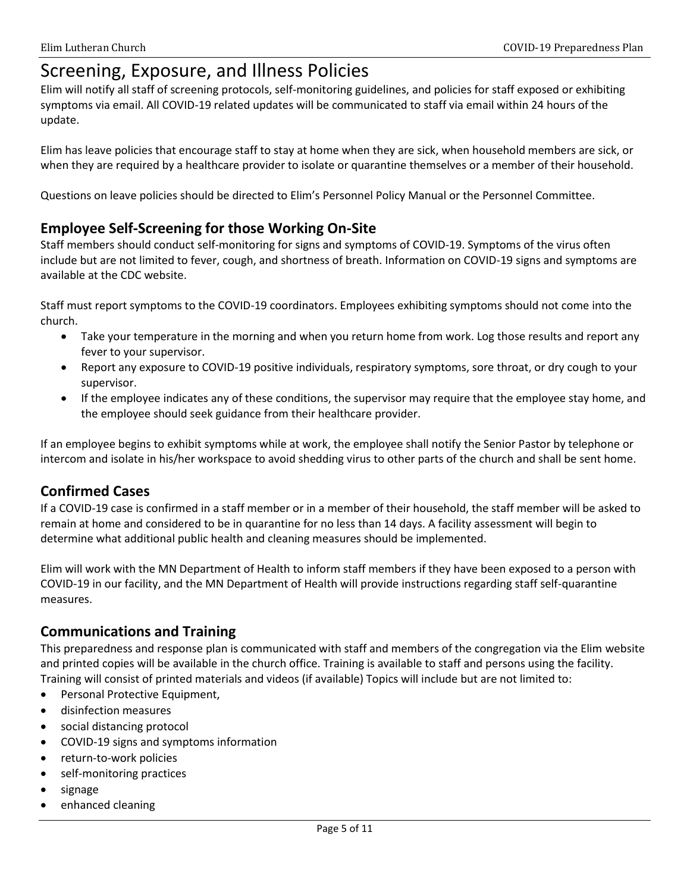# Screening, Exposure, and Illness Policies

Elim will notify all staff of screening protocols, self-monitoring guidelines, and policies for staff exposed or exhibiting symptoms via email. All COVID-19 related updates will be communicated to staff via email within 24 hours of the update.

Elim has leave policies that encourage staff to stay at home when they are sick, when household members are sick, or when they are required by a healthcare provider to isolate or quarantine themselves or a member of their household.

Questions on leave policies should be directed to Elim's Personnel Policy Manual or the Personnel Committee.

## Employee Self-Screening for those Working On-Site

Staff members should conduct self-monitoring for signs and symptoms of COVID-19. Symptoms of the virus often include but are not limited to fever, cough, and shortness of breath. Information on COVID-19 signs and symptoms are available at the CDC website.

Staff must report symptoms to the COVID-19 coordinators. Employees exhibiting symptoms should not come into the church.

- Take your temperature in the morning and when you return home from work. Log those results and report any fever to your supervisor.
- Report any exposure to COVID-19 positive individuals, respiratory symptoms, sore throat, or dry cough to your supervisor.
- If the employee indicates any of these conditions, the supervisor may require that the employee stay home, and the employee should seek guidance from their healthcare provider.

If an employee begins to exhibit symptoms while at work, the employee shall notify the Senior Pastor by telephone or intercom and isolate in his/her workspace to avoid shedding virus to other parts of the church and shall be sent home.

## Confirmed Cases

If a COVID-19 case is confirmed in a staff member or in a member of their household, the staff member will be asked to remain at home and considered to be in quarantine for no less than 14 days. A facility assessment will begin to determine what additional public health and cleaning measures should be implemented.

Elim will work with the MN Department of Health to inform staff members if they have been exposed to a person with COVID-19 in our facility, and the MN Department of Health will provide instructions regarding staff self-quarantine measures.

## Communications and Training

This preparedness and response plan is communicated with staff and members of the congregation via the Elim website and printed copies will be available in the church office. Training is available to staff and persons using the facility. Training will consist of printed materials and videos (if available) Topics will include but are not limited to:

- Personal Protective Equipment,
- disinfection measures
- social distancing protocol
- COVID-19 signs and symptoms information
- return-to-work policies
- self-monitoring practices
- signage
- enhanced cleaning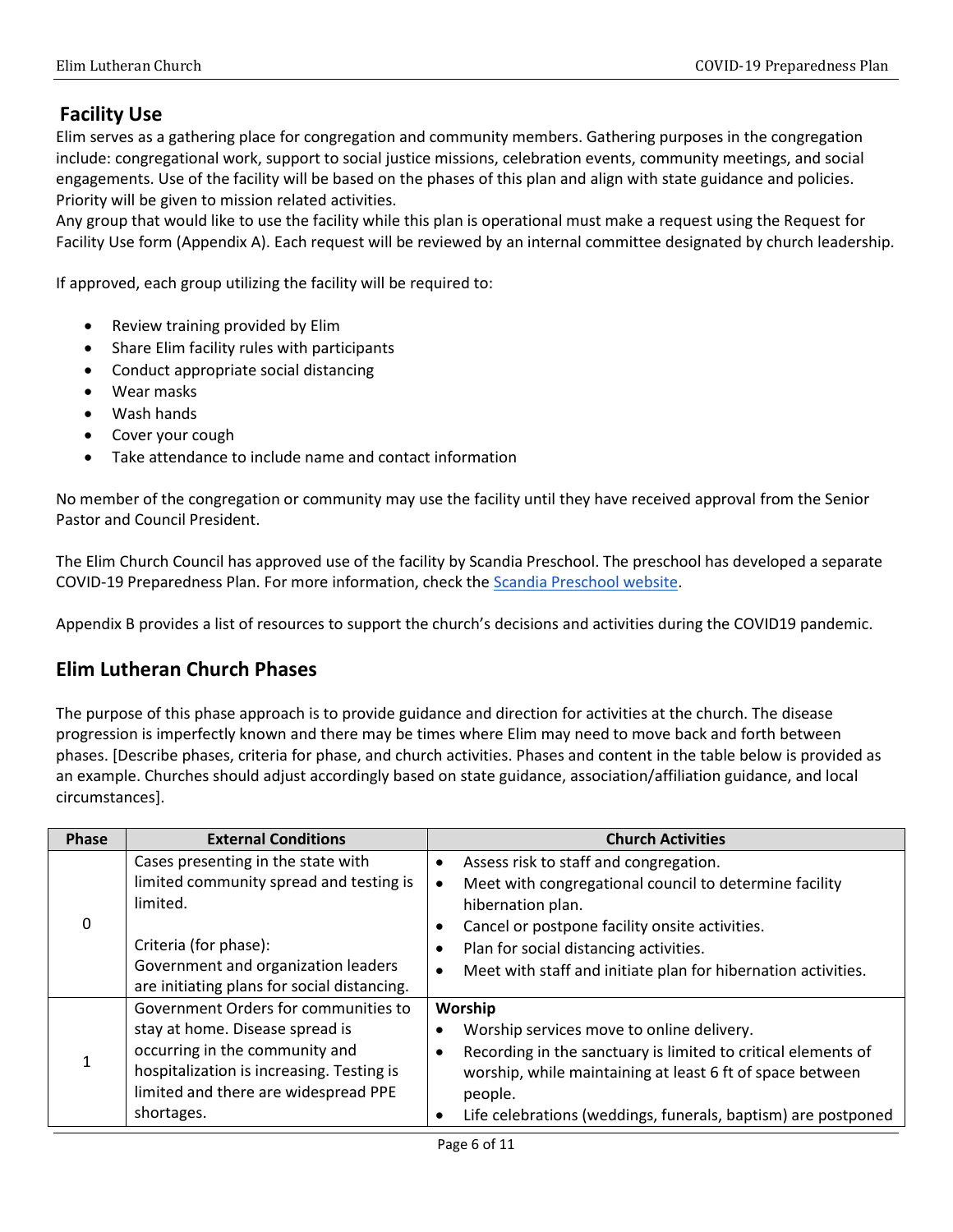## Facility Use

Elim serves as a gathering place for congregation and community members. Gathering purposes in the congregation include: congregational work, support to social justice missions, celebration events, community meetings, and social engagements. Use of the facility will be based on the phases of this plan and align with state guidance and policies. Priority will be given to mission related activities.

Any group that would like to use the facility while this plan is operational must make a request using the Request for Facility Use form (Appendix A). Each request will be reviewed by an internal committee designated by church leadership.

If approved, each group utilizing the facility will be required to:

- Review training provided by Elim
- Share Elim facility rules with participants
- Conduct appropriate social distancing
- Wear masks
- Wash hands
- Cover your cough
- Take attendance to include name and contact information

No member of the congregation or community may use the facility until they have received approval from the Senior Pastor and Council President.

The Elim Church Council has approved use of the facility by Scandia Preschool. The preschool has developed a separate COVID-19 Preparedness Plan. For more information, check the [Scandia Preschool website](#).

Appendix B provides a list of resources to support the church's decisions and activities during the COVID19 pandemic.

## Elim Lutheran Church Phases

The purpose of this phase approach is to provide guidance and direction for activities at the church. The disease progression is imperfectly known and there may be times where Elim may need to move back and forth between phases. [Describe phases, criteria for phase, and church activities. Phases and content in the table below is provided as an example. Churches should adjust accordingly based on state guidance, association/affiliation guidance, and local circumstances].

| Phase | External Conditions | Church Activities |
|---|---|---|
| 0 | Cases presenting in the state with limited community spread and testing is limited.<br><br>Criteria (for phase):<br>Government and organization leaders are initiating plans for social distancing. | • Assess risk to staff and congregation.<br>• Meet with congregational council to determine facility hibernation plan.<br>• Cancel or postpone facility onsite activities.<br>• Plan for social distancing activities.<br>• Meet with staff and initiate plan for hibernation activities. |
| 1 | Government Orders for communities to stay at home. Disease spread is occurring in the community and hospitalization is increasing. Testing is limited and there are widespread PPE shortages. | **Worship**<br>• Worship services move to online delivery.<br>• Recording in the sanctuary is limited to critical elements of worship, while maintaining at least 6 ft of space between people.<br>• Life celebrations (weddings, funerals, baptism) are postponed |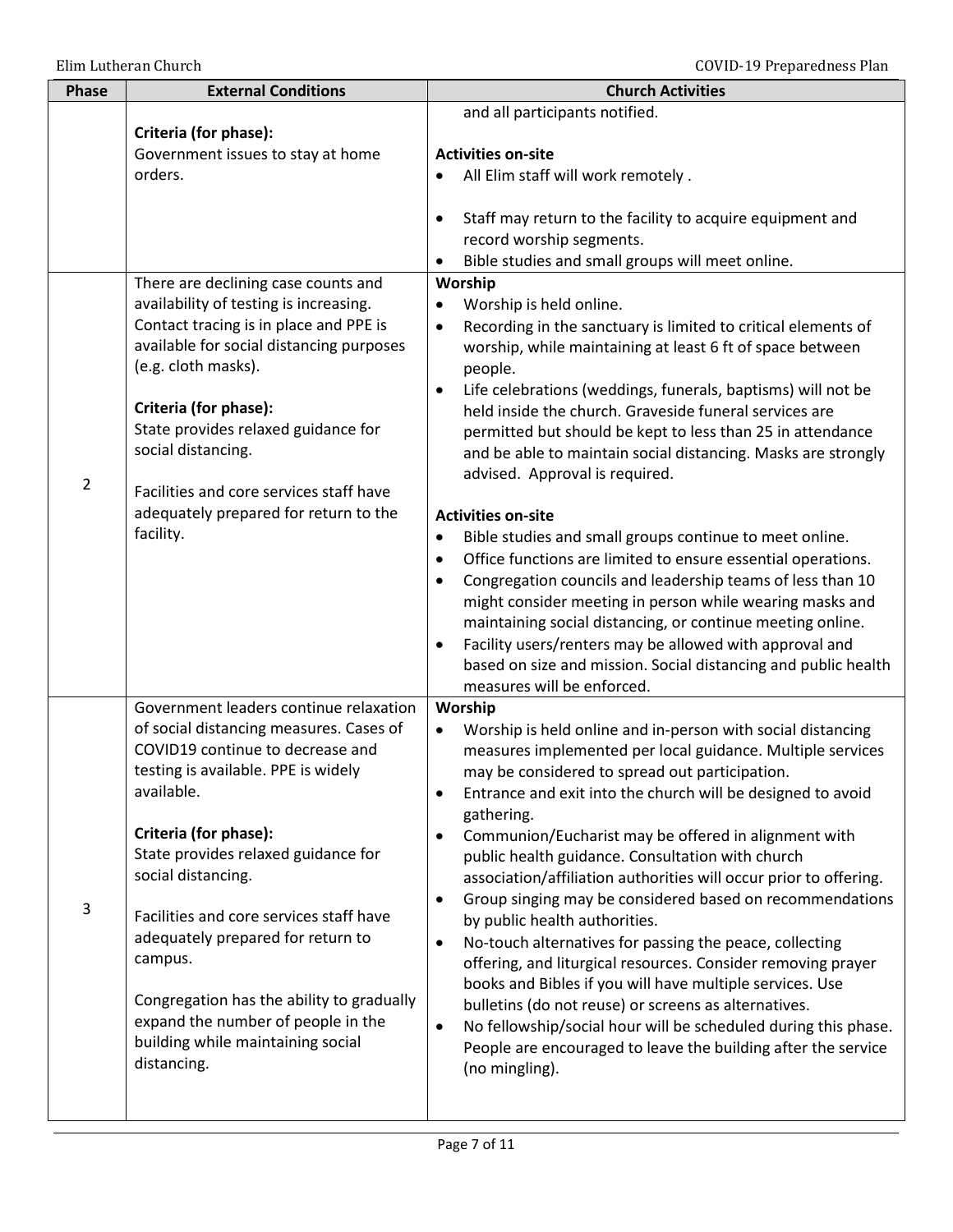| Phase | External Conditions | Church Activities |
|---|---|---|
| | **Criteria (for phase):**<br>Government issues to stay at home orders. | and all participants notified.<br><br>**Activities on-site**<br>• All Elim staff will work remotely .<br>• Staff may return to the facility to acquire equipment and record worship segments.<br>• Bible studies and small groups will meet online. |
| 2 | There are declining case counts and availability of testing is increasing. Contact tracing is in place and PPE is available for social distancing purposes (e.g. cloth masks).<br><br>**Criteria (for phase):**<br>State provides relaxed guidance for social distancing.<br><br>Facilities and core services staff have adequately prepared for return to the facility. | **Worship**<br>• Worship is held online.<br>• Recording in the sanctuary is limited to critical elements of worship, while maintaining at least 6 ft of space between people.<br>• Life celebrations (weddings, funerals, baptisms) will not be held inside the church. Graveside funeral services are permitted but should be kept to less than 25 in attendance and be able to maintain social distancing. Masks are strongly advised. Approval is required.<br><br>**Activities on-site**<br>• Bible studies and small groups continue to meet online.<br>• Office functions are limited to ensure essential operations.<br>• Congregation councils and leadership teams of less than 10 might consider meeting in person while wearing masks and maintaining social distancing, or continue meeting online.<br>• Facility users/renters may be allowed with approval and based on size and mission. Social distancing and public health measures will be enforced. |
| 3 | Government leaders continue relaxation of social distancing measures. Cases of COVID19 continue to decrease and testing is available. PPE is widely available.<br><br>**Criteria (for phase):**<br>State provides relaxed guidance for social distancing.<br><br>Facilities and core services staff have adequately prepared for return to campus.<br><br>Congregation has the ability to gradually expand the number of people in the building while maintaining social distancing. | **Worship**<br>• Worship is held online and in-person with social distancing measures implemented per local guidance. Multiple services may be considered to spread out participation.<br>• Entrance and exit into the church will be designed to avoid gathering.<br>• Communion/Eucharist may be offered in alignment with public health guidance. Consultation with church association/affiliation authorities will occur prior to offering.<br>• Group singing may be considered based on recommendations by public health authorities.<br>• No-touch alternatives for passing the peace, collecting offering, and liturgical resources. Consider removing prayer books and Bibles if you will have multiple services. Use bulletins (do not reuse) or screens as alternatives.<br>• No fellowship/social hour will be scheduled during this phase. People are encouraged to leave the building after the service (no mingling). |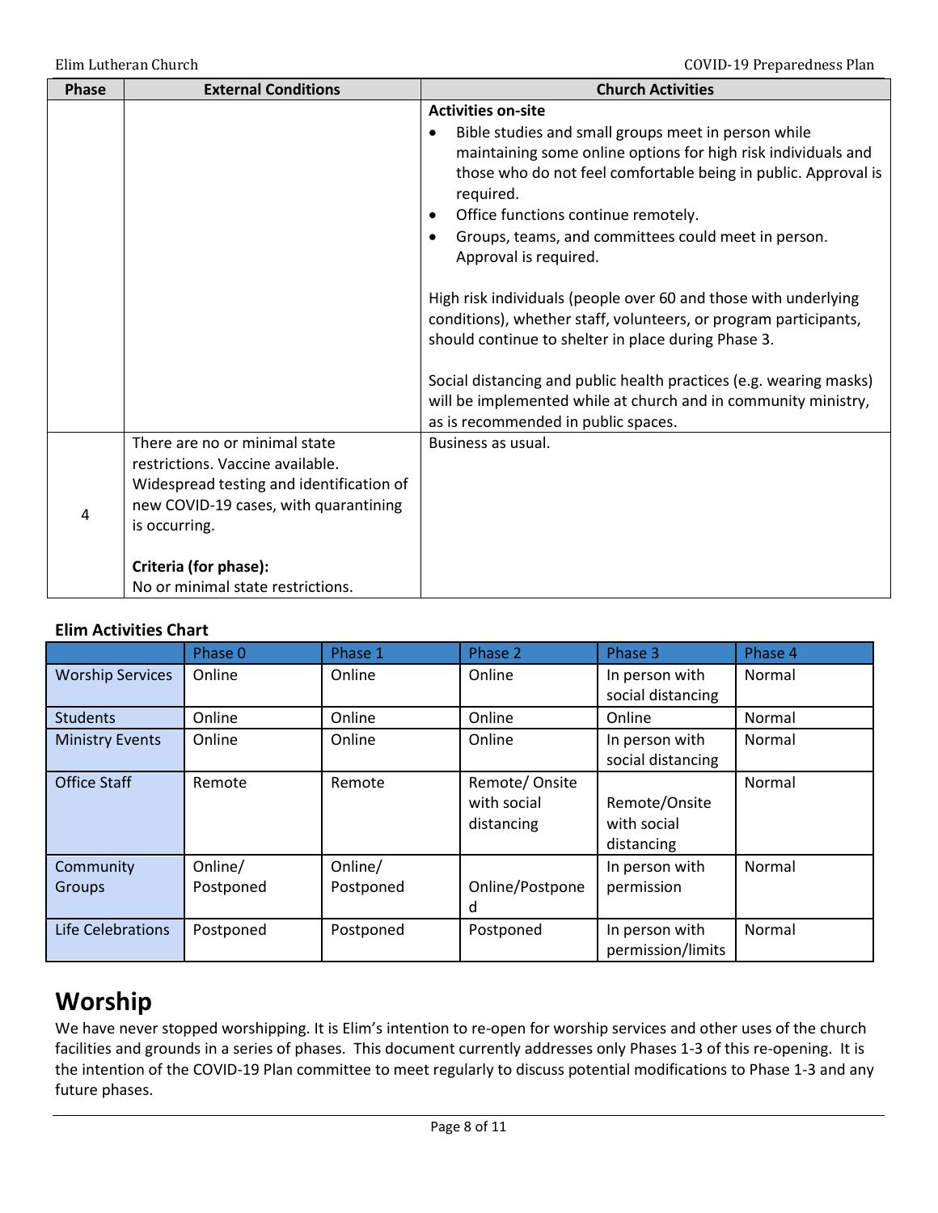| Phase | External Conditions | Church Activities |
| --- | --- | --- |
| | | **Activities on-site**<br>• Bible studies and small groups meet in person while maintaining some online options for high risk individuals and those who do not feel comfortable being in public. Approval is required.<br>• Office functions continue remotely.<br>• Groups, teams, and committees could meet in person. Approval is required.<br><br>High risk individuals (people over 60 and those with underlying conditions), whether staff, volunteers, or program participants, should continue to shelter in place during Phase 3.<br><br>Social distancing and public health practices (e.g. wearing masks) will be implemented while at church and in community ministry, as is recommended in public spaces. |
| 4 | There are no or minimal state restrictions. Vaccine available. Widespread testing and identification of new COVID-19 cases, with quarantining is occurring.<br><br>**Criteria (for phase):**<br>No or minimal state restrictions. | Business as usual. |

**Elim Activities Chart**

| | Phase 0 | Phase 1 | Phase 2 | Phase 3 | Phase 4 |
| --- | --- | --- | --- | --- | --- |
| Worship Services | Online | Online | Online | In person with social distancing | Normal |
| Students | Online | Online | Online | Online | Normal |
| Ministry Events | Online | Online | Online | In person with social distancing | Normal |
| Office Staff | Remote | Remote | Remote/ Onsite with social distancing | Remote/Onsite with social distancing | Normal |
| Community Groups | Online/ Postponed | Online/ Postponed | Online/Postponed | In person with permission | Normal |
| Life Celebrations | Postponed | Postponed | Postponed | In person with permission/limits | Normal |

# Worship

We have never stopped worshipping. It is Elim's intention to re-open for worship services and other uses of the church facilities and grounds in a series of phases. This document currently addresses only Phases 1-3 of this re-opening. It is the intention of the COVID-19 Plan committee to meet regularly to discuss potential modifications to Phase 1-3 and any future phases.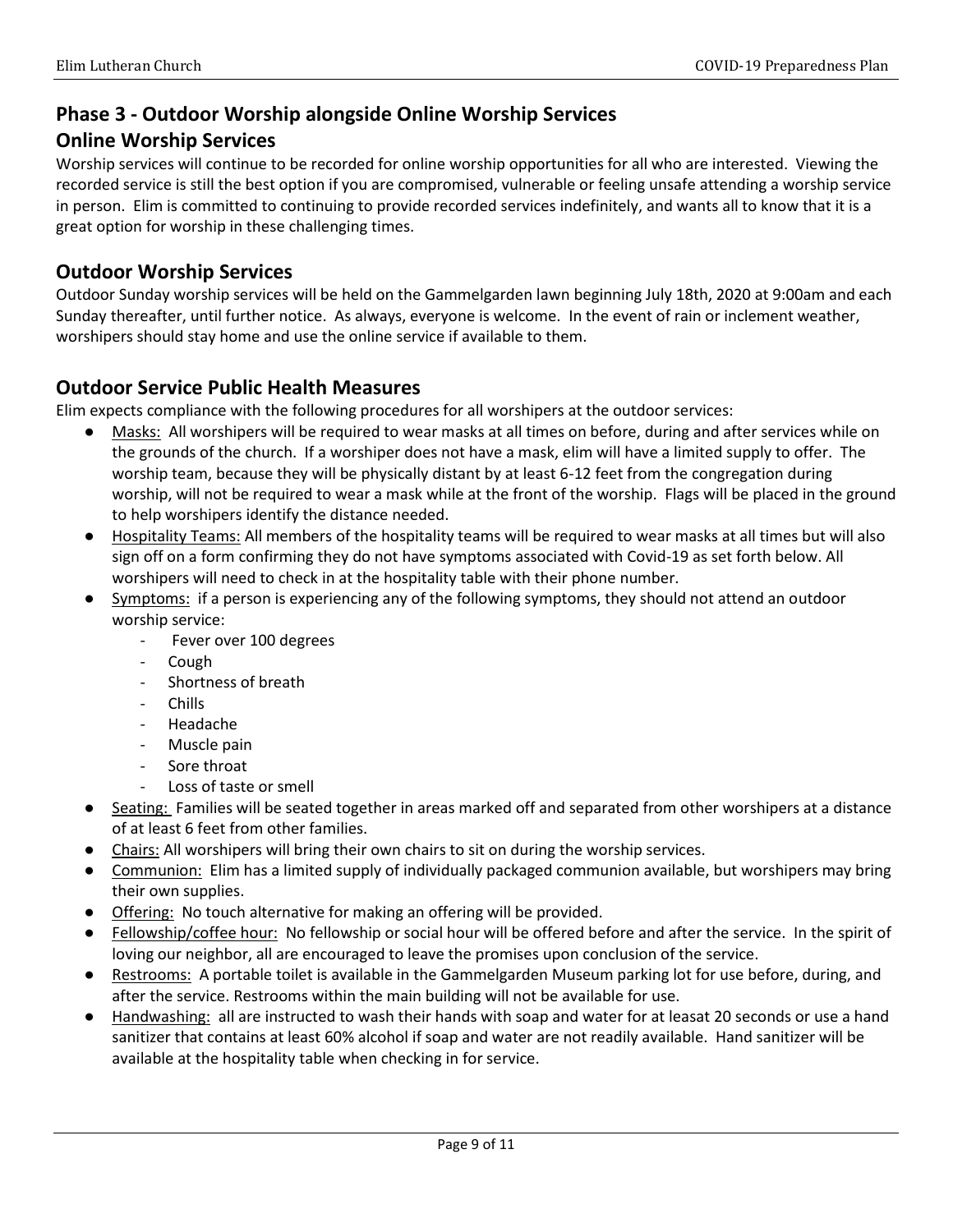## Phase 3 - Outdoor Worship alongside Online Worship Services

## Online Worship Services

Worship services will continue to be recorded for online worship opportunities for all who are interested. Viewing the recorded service is still the best option if you are compromised, vulnerable or feeling unsafe attending a worship service in person. Elim is committed to continuing to provide recorded services indefinitely, and wants all to know that it is a great option for worship in these challenging times.

## Outdoor Worship Services

Outdoor Sunday worship services will be held on the Gammelgarden lawn beginning July 18th, 2020 at 9:00am and each Sunday thereafter, until further notice. As always, everyone is welcome. In the event of rain or inclement weather, worshipers should stay home and use the online service if available to them.

## Outdoor Service Public Health Measures

Elim expects compliance with the following procedures for all worshipers at the outdoor services:

- Masks: All worshipers will be required to wear masks at all times on before, during and after services while on the grounds of the church. If a worshiper does not have a mask, elim will have a limited supply to offer. The worship team, because they will be physically distant by at least 6-12 feet from the congregation during worship, will not be required to wear a mask while at the front of the worship. Flags will be placed in the ground to help worshipers identify the distance needed.
- Hospitality Teams: All members of the hospitality teams will be required to wear masks at all times but will also sign off on a form confirming they do not have symptoms associated with Covid-19 as set forth below. All worshipers will need to check in at the hospitality table with their phone number.
- Symptoms: if a person is experiencing any of the following symptoms, they should not attend an outdoor worship service:
  - Fever over 100 degrees
  - Cough
  - Shortness of breath
  - Chills
  - Headache
  - Muscle pain
  - Sore throat
  - Loss of taste or smell
- Seating: Families will be seated together in areas marked off and separated from other worshipers at a distance of at least 6 feet from other families.
- Chairs: All worshipers will bring their own chairs to sit on during the worship services.
- Communion: Elim has a limited supply of individually packaged communion available, but worshipers may bring their own supplies.
- Offering: No touch alternative for making an offering will be provided.
- Fellowship/coffee hour: No fellowship or social hour will be offered before and after the service. In the spirit of loving our neighbor, all are encouraged to leave the promises upon conclusion of the service.
- Restrooms: A portable toilet is available in the Gammelgarden Museum parking lot for use before, during, and after the service. Restrooms within the main building will not be available for use.
- Handwashing: all are instructed to wash their hands with soap and water for at leasat 20 seconds or use a hand sanitizer that contains at least 60% alcohol if soap and water are not readily available. Hand sanitizer will be available at the hospitality table when checking in for service.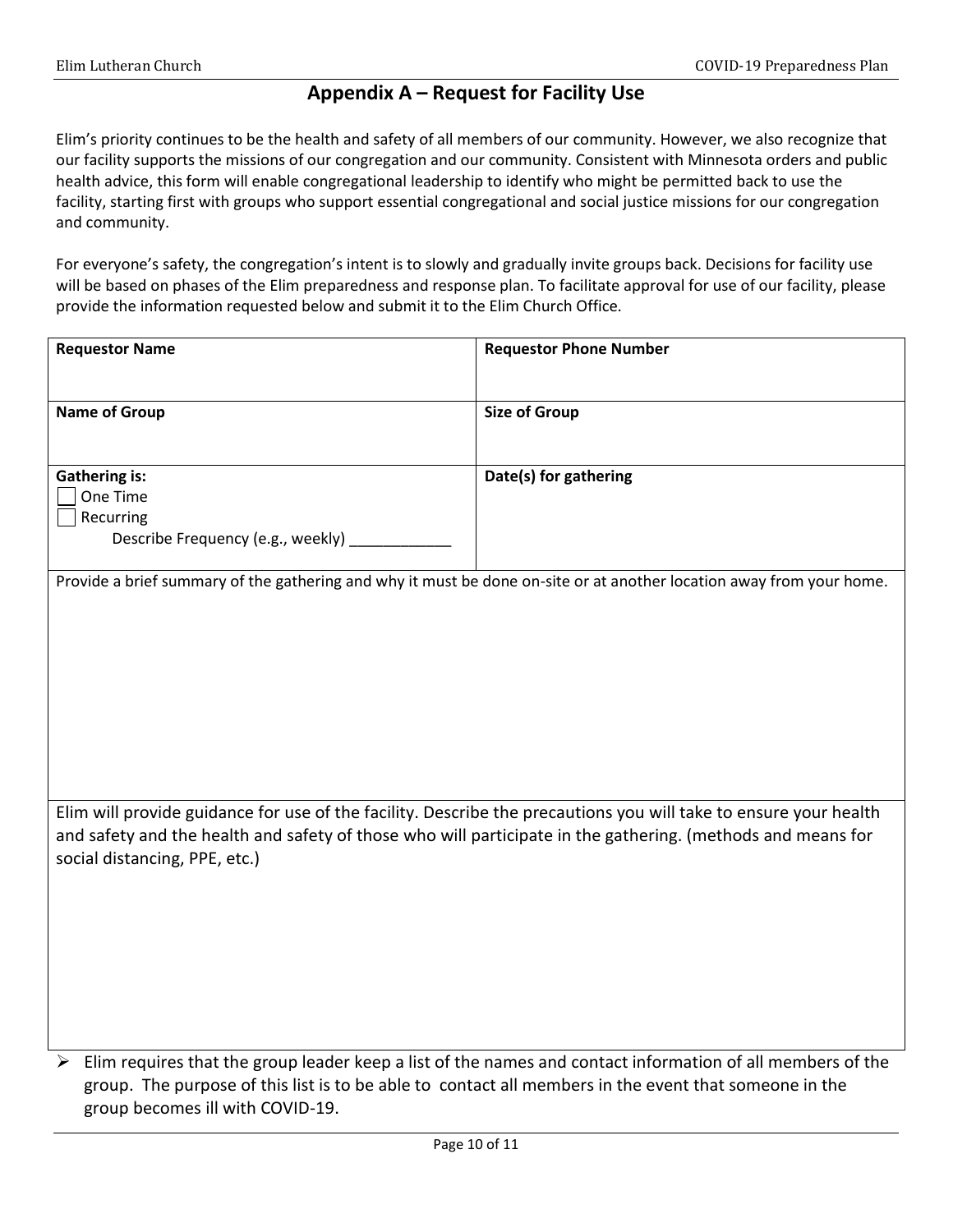## Appendix A – Request for Facility Use

Elim's priority continues to be the health and safety of all members of our community. However, we also recognize that our facility supports the missions of our congregation and our community. Consistent with Minnesota orders and public health advice, this form will enable congregational leadership to identify who might be permitted back to use the facility, starting first with groups who support essential congregational and social justice missions for our congregation and community.

For everyone's safety, the congregation's intent is to slowly and gradually invite groups back. Decisions for facility use will be based on phases of the Elim preparedness and response plan. To facilitate approval for use of our facility, please provide the information requested below and submit it to the Elim Church Office.

| **Requestor Name** | **Requestor Phone Number** |
|---|---|
| **Name of Group** | **Size of Group** |
| **Gathering is:**<br>☐ One Time<br>☐ Recurring<br>Describe Frequency (e.g., weekly) ____________ | **Date(s) for gathering** |
| Provide a brief summary of the gathering and why it must be done on-site or at another location away from your home. | |
| Elim will provide guidance for use of the facility. Describe the precautions you will take to ensure your health and safety and the health and safety of those who will participate in the gathering. (methods and means for social distancing, PPE, etc.) | |

- Elim requires that the group leader keep a list of the names and contact information of all members of the group. The purpose of this list is to be able to contact all members in the event that someone in the group becomes ill with COVID-19.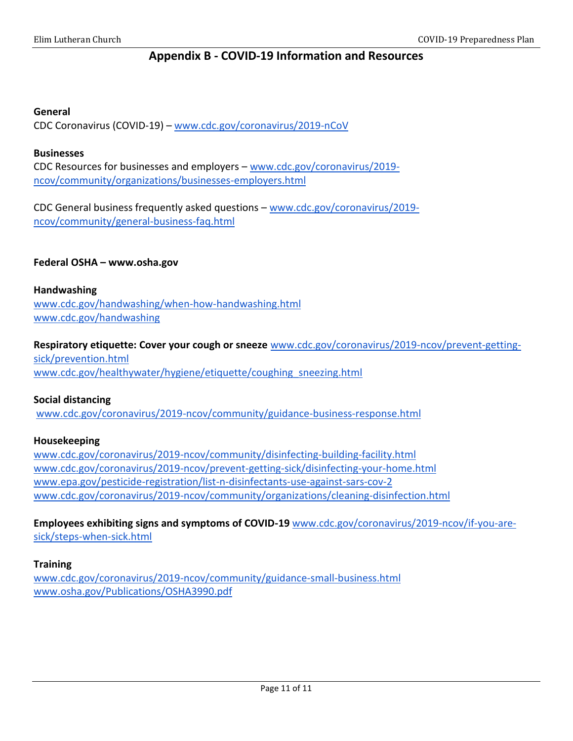# Appendix B - COVID-19 Information and Resources

**General**

CDC Coronavirus (COVID-19) – www.cdc.gov/coronavirus/2019-nCoV

**Businesses**

CDC Resources for businesses and employers – www.cdc.gov/coronavirus/2019-ncov/community/organizations/businesses-employers.html

CDC General business frequently asked questions – www.cdc.gov/coronavirus/2019-ncov/community/general-business-faq.html

**Federal OSHA – www.osha.gov**

**Handwashing**

www.cdc.gov/handwashing/when-how-handwashing.html
www.cdc.gov/handwashing

**Respiratory etiquette: Cover your cough or sneeze** www.cdc.gov/coronavirus/2019-ncov/prevent-getting-sick/prevention.html
www.cdc.gov/healthywater/hygiene/etiquette/coughing_sneezing.html

**Social distancing**

www.cdc.gov/coronavirus/2019-ncov/community/guidance-business-response.html

**Housekeeping**

www.cdc.gov/coronavirus/2019-ncov/community/disinfecting-building-facility.html
www.cdc.gov/coronavirus/2019-ncov/prevent-getting-sick/disinfecting-your-home.html
www.epa.gov/pesticide-registration/list-n-disinfectants-use-against-sars-cov-2
www.cdc.gov/coronavirus/2019-ncov/community/organizations/cleaning-disinfection.html

**Employees exhibiting signs and symptoms of COVID-19** www.cdc.gov/coronavirus/2019-ncov/if-you-are-sick/steps-when-sick.html

**Training**

www.cdc.gov/coronavirus/2019-ncov/community/guidance-small-business.html
www.osha.gov/Publications/OSHA3990.pdf